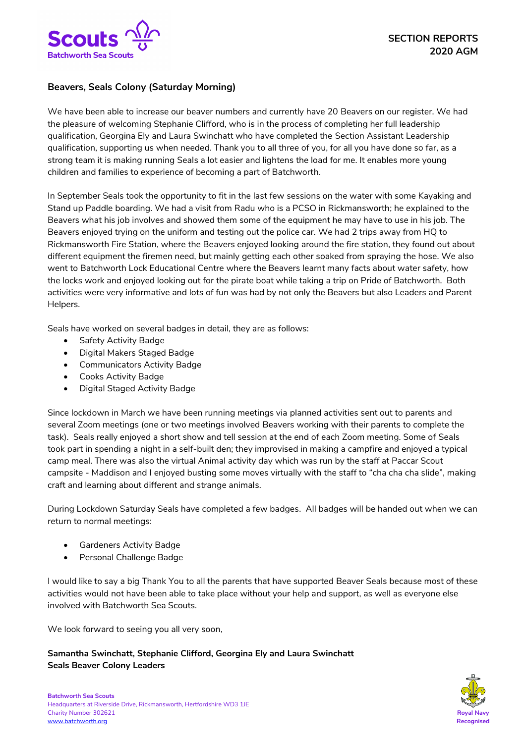# SECTION REPORTS 2020 AGM

## Beavers, Seals Colony (Saturday Morning)

We have been able to increase our beaver numbers and currently have 20 Beavers on our register. We had the pleasure of welcoming Stephanie Clifford, who is in the process of completing her full leadership qualification, Georgina Ely and Laura Swinchatt who have completed the Section Assistant Leadership qualification, supporting us when needed. Thank you to all three of you, for all you have done so far, as a strong team it is making running Seals a lot easier and lightens the load for me. It enables more young children and families to experience of becoming a part of Batchworth.

In September Seals took the opportunity to fit in the last few sessions on the water with some Kayaking and Stand up Paddle boarding. We had a visit from Radu who is a PCSO in Rickmansworth; he explained to the Beavers what his job involves and showed them some of the equipment he may have to use in his job. The Beavers enjoyed trying on the uniform and testing out the police car. We had 2 trips away from HQ to Rickmansworth Fire Station, where the Beavers enjoyed looking around the fire station, they found out about different equipment the firemen need, but mainly getting each other soaked from spraying the hose. We also went to Batchworth Lock Educational Centre where the Beavers learnt many facts about water safety, how the locks work and enjoyed looking out for the pirate boat while taking a trip on Pride of Batchworth. Both activities were very informative and lots of fun was had by not only the Beavers but also Leaders and Parent Helpers.

Seals have worked on several badges in detail, they are as follows:

- Safety Activity Badge
- Digital Makers Staged Badge
- Communicators Activity Badge
- Cooks Activity Badge
- Digital Staged Activity Badge

Since lockdown in March we have been running meetings via planned activities sent out to parents and several Zoom meetings (one or two meetings involved Beavers working with their parents to complete the task). Seals really enjoyed a short show and tell session at the end of each Zoom meeting. Some of Seals took part in spending a night in a self-built den; they improvised in making a campfire and enjoyed a typical camp meal. There was also the virtual Animal activity day which was run by the staff at Paccar Scout campsite - Maddison and I enjoyed busting some moves virtually with the staff to "cha cha cha slide", making craft and learning about different and strange animals.

During Lockdown Saturday Seals have completed a few badges. All badges will be handed out when we can return to normal meetings:

- Gardeners Activity Badge
- Personal Challenge Badge

I would like to say a big Thank You to all the parents that have supported Beaver Seals because most of these activities would not have been able to take place without your help and support, as well as everyone else involved with Batchworth Sea Scouts.

We look forward to seeing you all very soon,

**Samantha Swinchatt, Stephanie Clifford, Georgina Ely and Laura Swinchatt**
**Seals Beaver Colony Leaders**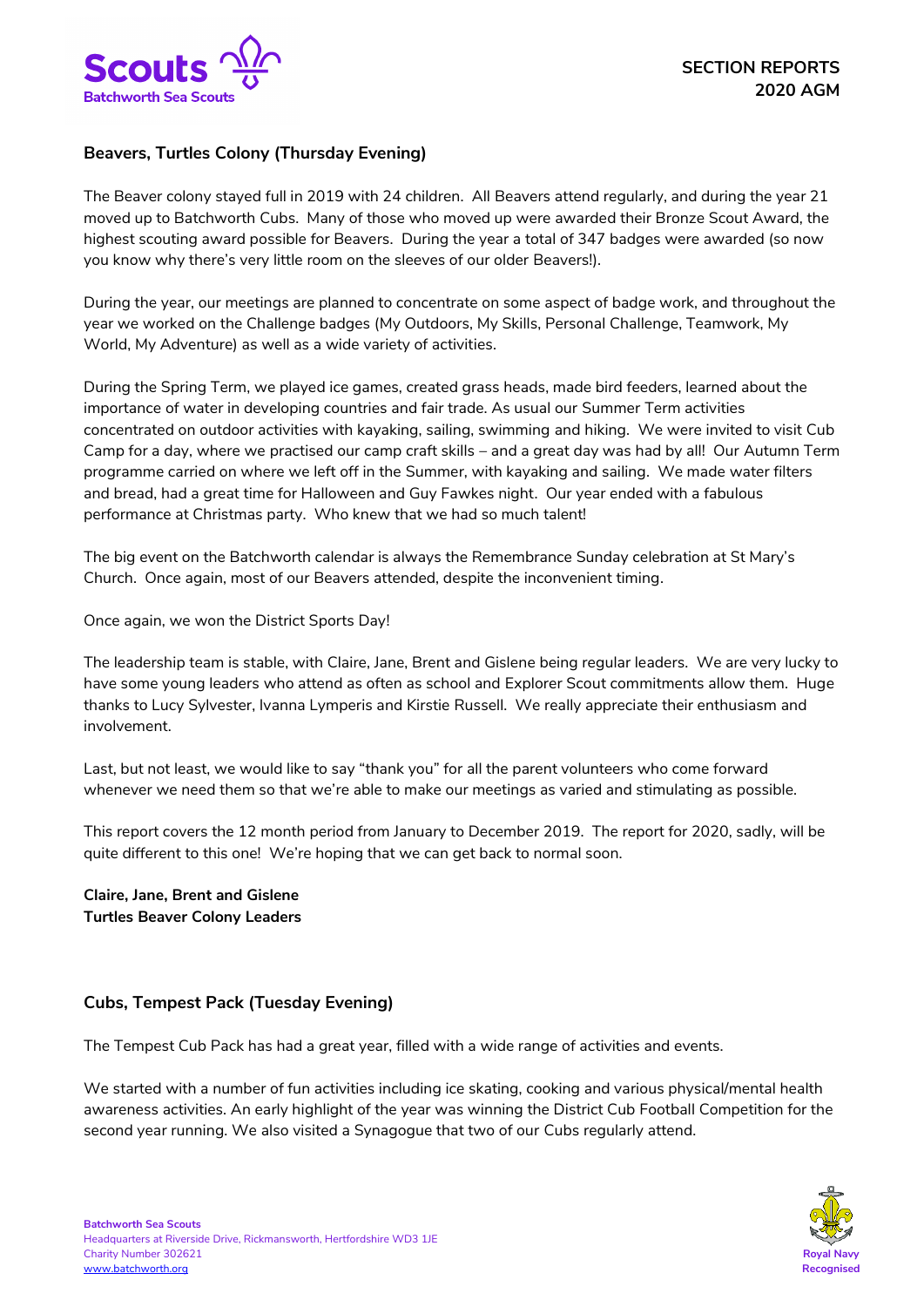## Beavers, Turtles Colony (Thursday Evening)

The Beaver colony stayed full in 2019 with 24 children. All Beavers attend regularly, and during the year 21 moved up to Batchworth Cubs. Many of those who moved up were awarded their Bronze Scout Award, the highest scouting award possible for Beavers. During the year a total of 347 badges were awarded (so now you know why there's very little room on the sleeves of our older Beavers!).

During the year, our meetings are planned to concentrate on some aspect of badge work, and throughout the year we worked on the Challenge badges (My Outdoors, My Skills, Personal Challenge, Teamwork, My World, My Adventure) as well as a wide variety of activities.

During the Spring Term, we played ice games, created grass heads, made bird feeders, learned about the importance of water in developing countries and fair trade. As usual our Summer Term activities concentrated on outdoor activities with kayaking, sailing, swimming and hiking. We were invited to visit Cub Camp for a day, where we practised our camp craft skills – and a great day was had by all! Our Autumn Term programme carried on where we left off in the Summer, with kayaking and sailing. We made water filters and bread, had a great time for Halloween and Guy Fawkes night. Our year ended with a fabulous performance at Christmas party. Who knew that we had so much talent!

The big event on the Batchworth calendar is always the Remembrance Sunday celebration at St Mary's Church. Once again, most of our Beavers attended, despite the inconvenient timing.

Once again, we won the District Sports Day!

The leadership team is stable, with Claire, Jane, Brent and Gislene being regular leaders. We are very lucky to have some young leaders who attend as often as school and Explorer Scout commitments allow them. Huge thanks to Lucy Sylvester, Ivanna Lymperis and Kirstie Russell. We really appreciate their enthusiasm and involvement.

Last, but not least, we would like to say "thank you" for all the parent volunteers who come forward whenever we need them so that we're able to make our meetings as varied and stimulating as possible.

This report covers the 12 month period from January to December 2019. The report for 2020, sadly, will be quite different to this one! We're hoping that we can get back to normal soon.

**Claire, Jane, Brent and Gislene**
**Turtles Beaver Colony Leaders**

## Cubs, Tempest Pack (Tuesday Evening)

The Tempest Cub Pack has had a great year, filled with a wide range of activities and events.

We started with a number of fun activities including ice skating, cooking and various physical/mental health awareness activities. An early highlight of the year was winning the District Cub Football Competition for the second year running. We also visited a Synagogue that two of our Cubs regularly attend.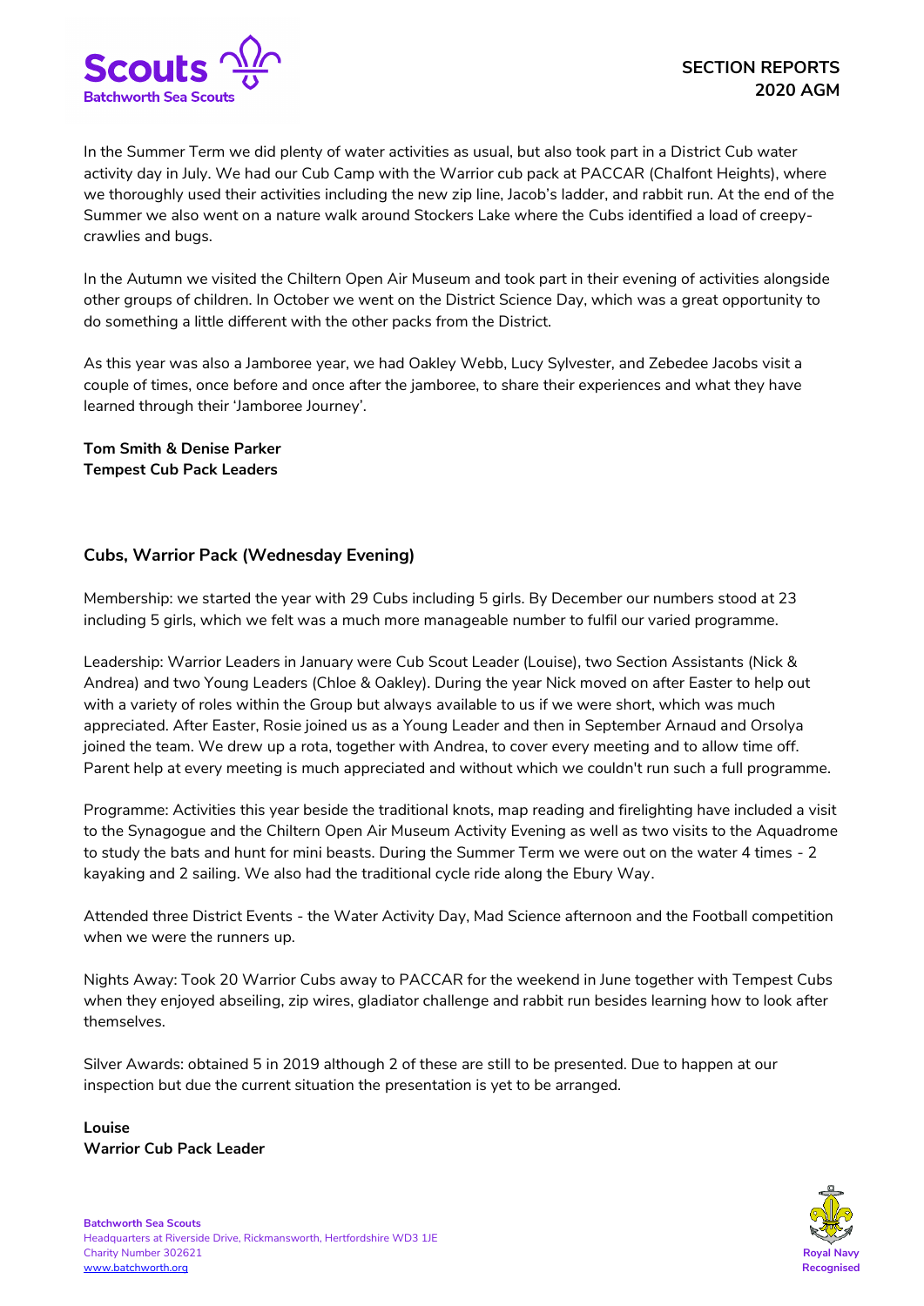In the Summer Term we did plenty of water activities as usual, but also took part in a District Cub water activity day in July. We had our Cub Camp with the Warrior cub pack at PACCAR (Chalfont Heights), where we thoroughly used their activities including the new zip line, Jacob's ladder, and rabbit run. At the end of the Summer we also went on a nature walk around Stockers Lake where the Cubs identified a load of creepy-crawlies and bugs.

In the Autumn we visited the Chiltern Open Air Museum and took part in their evening of activities alongside other groups of children. In October we went on the District Science Day, which was a great opportunity to do something a little different with the other packs from the District.

As this year was also a Jamboree year, we had Oakley Webb, Lucy Sylvester, and Zebedee Jacobs visit a couple of times, once before and once after the jamboree, to share their experiences and what they have learned through their 'Jamboree Journey'.

**Tom Smith & Denise Parker**
**Tempest Cub Pack Leaders**

### Cubs, Warrior Pack (Wednesday Evening)

Membership: we started the year with 29 Cubs including 5 girls. By December our numbers stood at 23 including 5 girls, which we felt was a much more manageable number to fulfil our varied programme.

Leadership: Warrior Leaders in January were Cub Scout Leader (Louise), two Section Assistants (Nick & Andrea) and two Young Leaders (Chloe & Oakley). During the year Nick moved on after Easter to help out with a variety of roles within the Group but always available to us if we were short, which was much appreciated. After Easter, Rosie joined us as a Young Leader and then in September Arnaud and Orsolya joined the team. We drew up a rota, together with Andrea, to cover every meeting and to allow time off. Parent help at every meeting is much appreciated and without which we couldn't run such a full programme.

Programme: Activities this year beside the traditional knots, map reading and firelighting have included a visit to the Synagogue and the Chiltern Open Air Museum Activity Evening as well as two visits to the Aquadrome to study the bats and hunt for mini beasts. During the Summer Term we were out on the water 4 times - 2 kayaking and 2 sailing. We also had the traditional cycle ride along the Ebury Way.

Attended three District Events - the Water Activity Day, Mad Science afternoon and the Football competition when we were the runners up.

Nights Away: Took 20 Warrior Cubs away to PACCAR for the weekend in June together with Tempest Cubs when they enjoyed abseiling, zip wires, gladiator challenge and rabbit run besides learning how to look after themselves.

Silver Awards: obtained 5 in 2019 although 2 of these are still to be presented. Due to happen at our inspection but due the current situation the presentation is yet to be arranged.

**Louise**
**Warrior Cub Pack Leader**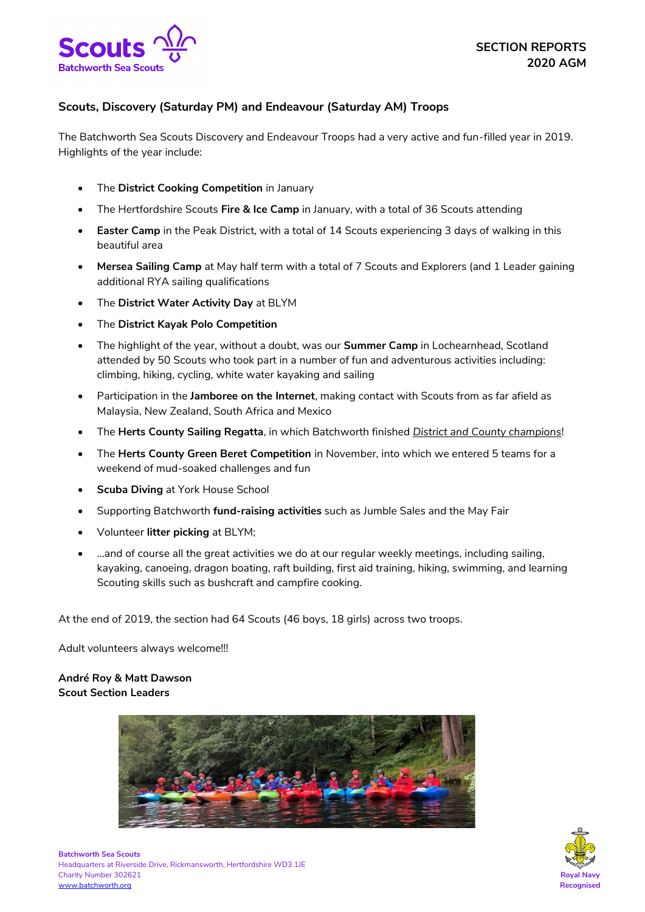**SECTION REPORTS**
**2020 AGM**

## Scouts, Discovery (Saturday PM) and Endeavour (Saturday AM) Troops

The Batchworth Sea Scouts Discovery and Endeavour Troops had a very active and fun-filled year in 2019. Highlights of the year include:

- The **District Cooking Competition** in January
- The Hertfordshire Scouts **Fire & Ice Camp** in January, with a total of 36 Scouts attending
- **Easter Camp** in the Peak District, with a total of 14 Scouts experiencing 3 days of walking in this beautiful area
- **Mersea Sailing Camp** at May half term with a total of 7 Scouts and Explorers (and 1 Leader gaining additional RYA sailing qualifications
- The **District Water Activity Day** at BLYM
- The **District Kayak Polo Competition**
- The highlight of the year, without a doubt, was our **Summer Camp** in Lochearnhead, Scotland attended by 50 Scouts who took part in a number of fun and adventurous activities including: climbing, hiking, cycling, white water kayaking and sailing
- Participation in the **Jamboree on the Internet**, making contact with Scouts from as far afield as Malaysia, New Zealand, South Africa and Mexico
- The **Herts County Sailing Regatta**, in which Batchworth finished *District and County champions*!
- The **Herts County Green Beret Competition** in November, into which we entered 5 teams for a weekend of mud-soaked challenges and fun
- **Scuba Diving** at York House School
- Supporting Batchworth **fund-raising activities** such as Jumble Sales and the May Fair
- Volunteer **litter picking** at BLYM;
- ...and of course all the great activities we do at our regular weekly meetings, including sailing, kayaking, canoeing, dragon boating, raft building, first aid training, hiking, swimming, and learning Scouting skills such as bushcraft and campfire cooking.

At the end of 2019, the section had 64 Scouts (46 boys, 18 girls) across two troops.

Adult volunteers always welcome!!!

**André Roy & Matt Dawson**
**Scout Section Leaders**

Batchworth Sea Scouts
Headquarters at Riverside Drive, Rickmansworth, Hertfordshire WD3 1JE
Charity Number 302621
www.batchworth.org

Royal Navy Recognised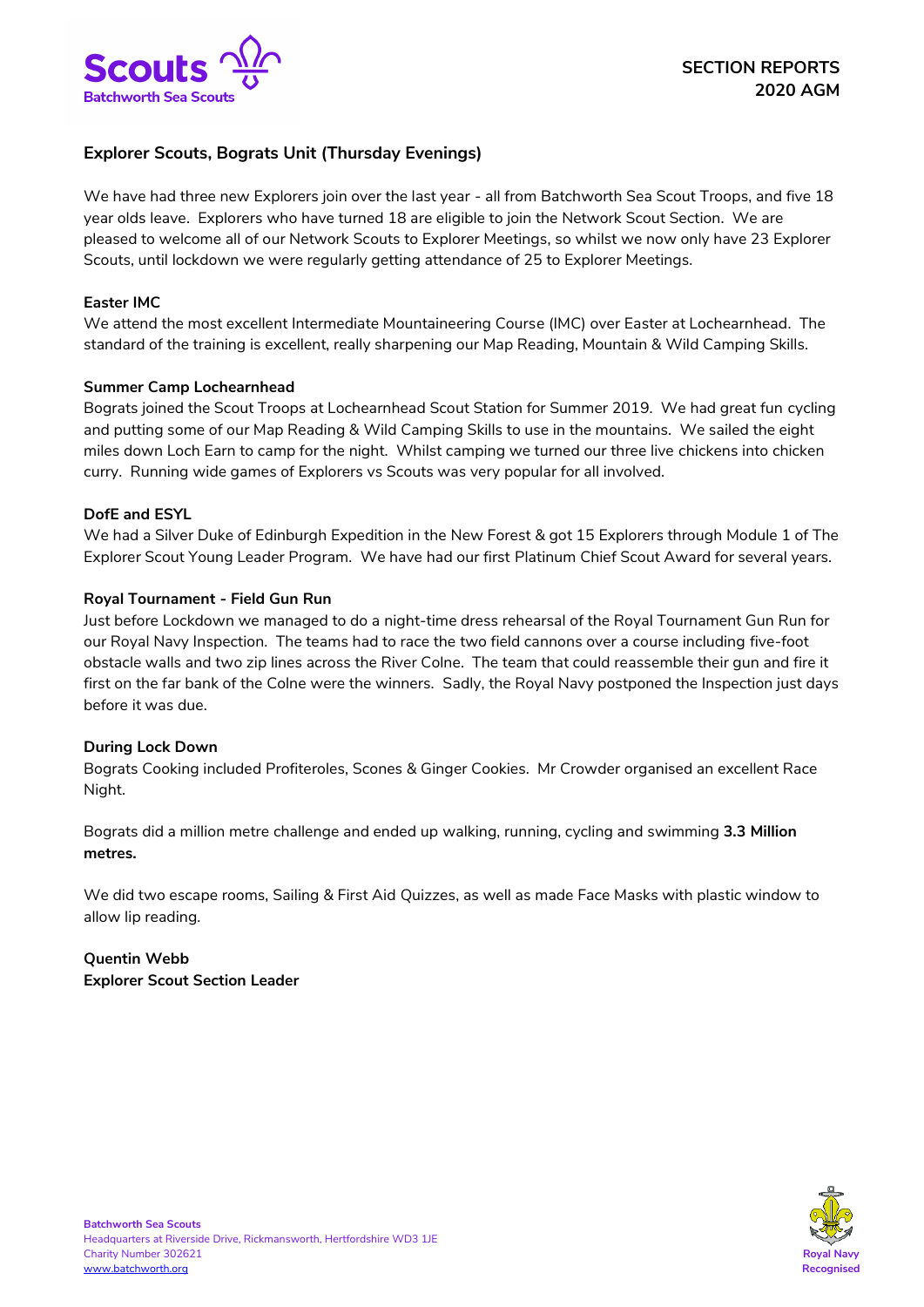# SECTION REPORTS 2020 AGM

## Explorer Scouts, Bograts Unit (Thursday Evenings)

We have had three new Explorers join over the last year - all from Batchworth Sea Scout Troops, and five 18 year olds leave. Explorers who have turned 18 are eligible to join the Network Scout Section. We are pleased to welcome all of our Network Scouts to Explorer Meetings, so whilst we now only have 23 Explorer Scouts, until lockdown we were regularly getting attendance of 25 to Explorer Meetings.

### Easter IMC

We attend the most excellent Intermediate Mountaineering Course (IMC) over Easter at Lochearnhead. The standard of the training is excellent, really sharpening our Map Reading, Mountain & Wild Camping Skills.

### Summer Camp Lochearnhead

Bograts joined the Scout Troops at Lochearnhead Scout Station for Summer 2019. We had great fun cycling and putting some of our Map Reading & Wild Camping Skills to use in the mountains. We sailed the eight miles down Loch Earn to camp for the night. Whilst camping we turned our three live chickens into chicken curry. Running wide games of Explorers vs Scouts was very popular for all involved.

### DofE and ESYL

We had a Silver Duke of Edinburgh Expedition in the New Forest & got 15 Explorers through Module 1 of The Explorer Scout Young Leader Program. We have had our first Platinum Chief Scout Award for several years.

### Royal Tournament - Field Gun Run

Just before Lockdown we managed to do a night-time dress rehearsal of the Royal Tournament Gun Run for our Royal Navy Inspection. The teams had to race the two field cannons over a course including five-foot obstacle walls and two zip lines across the River Colne. The team that could reassemble their gun and fire it first on the far bank of the Colne were the winners. Sadly, the Royal Navy postponed the Inspection just days before it was due.

### During Lock Down

Bograts Cooking included Profiteroles, Scones & Ginger Cookies. Mr Crowder organised an excellent Race Night.

Bograts did a million metre challenge and ended up walking, running, cycling and swimming **3.3 Million metres.**

We did two escape rooms, Sailing & First Aid Quizzes, as well as made Face Masks with plastic window to allow lip reading.

**Quentin Webb**
**Explorer Scout Section Leader**